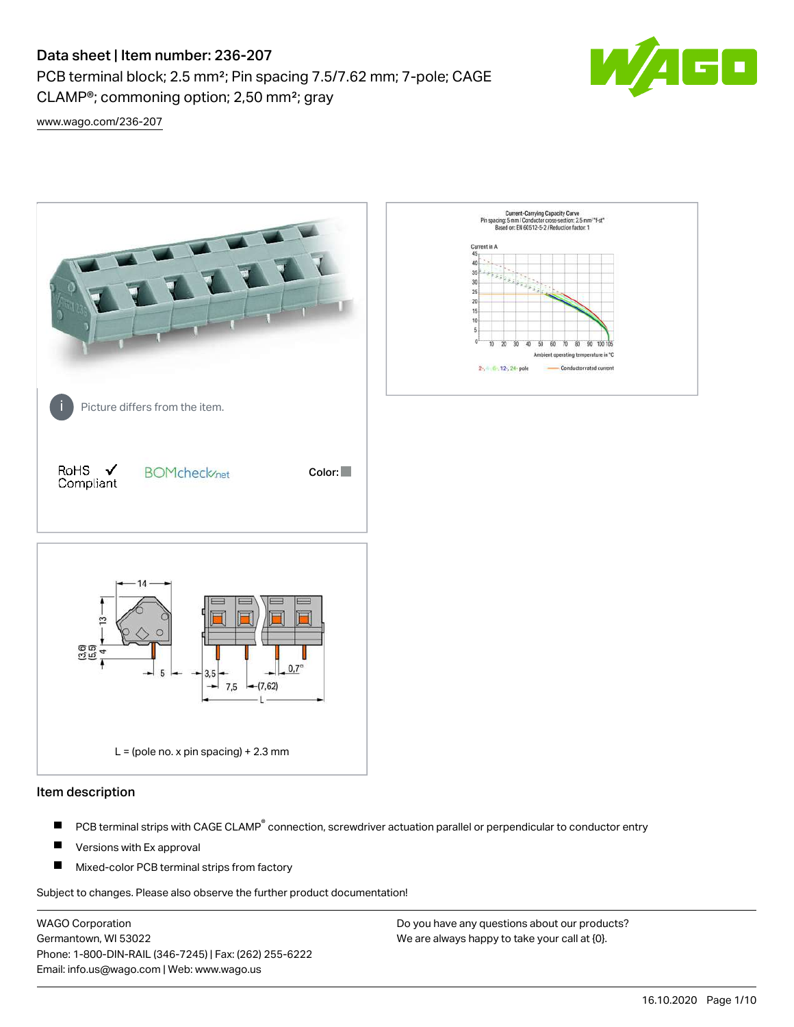# Data sheet | Item number: 236-207

PCB terminal block; 2.5 mm²; Pin spacing 7.5/7.62 mm; 7-pole; CAGE CLAMP®; commoning option; 2,50 mm²; gray

www.wago.com/236-207

Picture differs from the item.

RoHS Compliant

BOMcheck.net

Color:

Current-Carrying Capacity Curve
Pin spacing: 5 mm / Conductor cross-section: 2.5 mm² "f-st"
Based on: EN 60512-5-2 / Reduction factor: 1

Current in A

45
40
35
30
25
20
15
10
5
0

10 20 30 40 50 60 70 80 90 100 105

Ambient operating temperature in °C

2-, 4-, 6-, 12-, 24- pole

Conductor rated current

14
13
(3,6)
(5,5)
4
5
3,5
7,5
(7,62)
0,7
L

L = (pole no. x pin spacing) + 2.3 mm

## Item description

- PCB terminal strips with CAGE CLAMP® connection, screwdriver actuation parallel or perpendicular to conductor entry
- Versions with Ex approval
- Mixed-color PCB terminal strips from factory

Subject to changes. Please also observe the further product documentation!

WAGO Corporation
Germantown, WI 53022
Phone: 1-800-DIN-RAIL (346-7245) | Fax: (262) 255-6222
Email: info.us@wago.com | Web: www.wago.us

Do you have any questions about our products?
We are always happy to take your call at {0}.

16.10.2020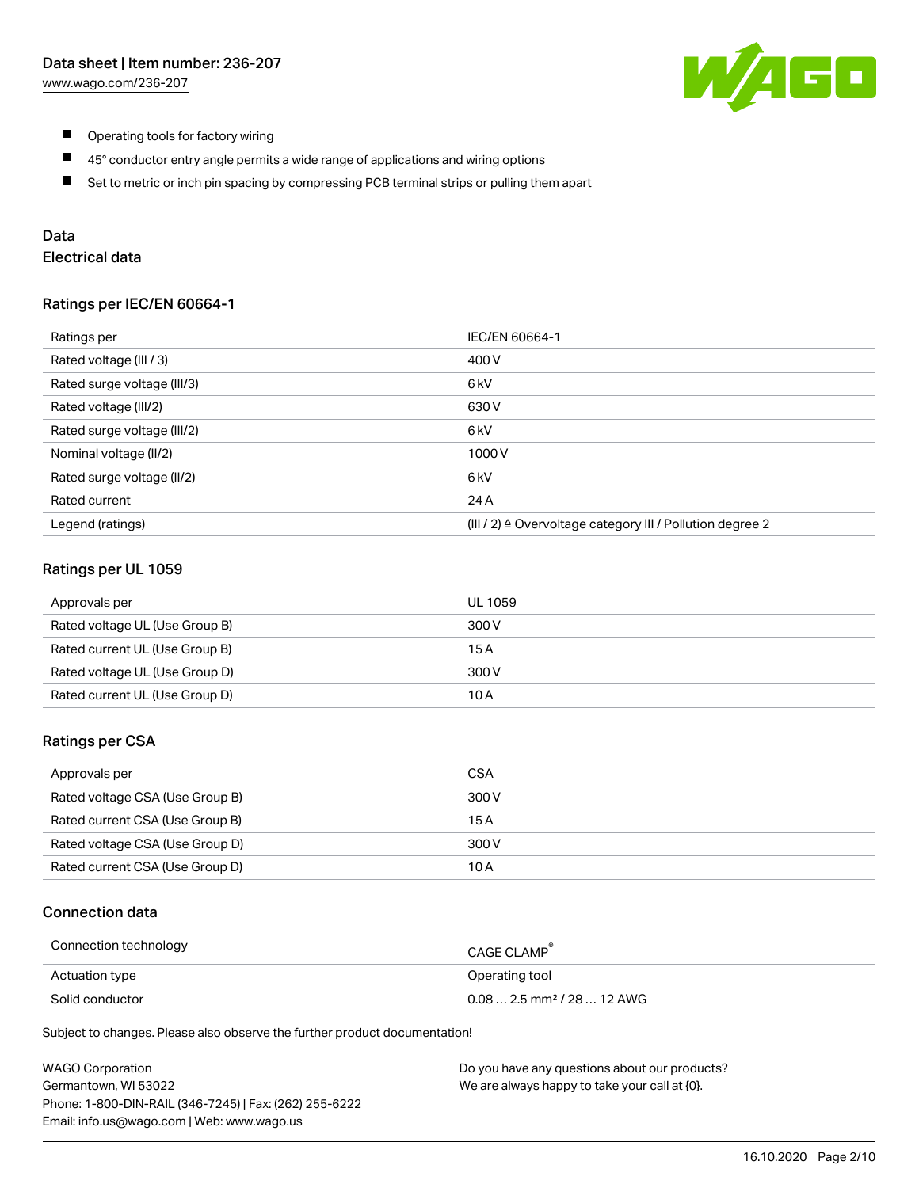- Operating tools for factory wiring
- 45° conductor entry angle permits a wide range of applications and wiring options
- Set to metric or inch pin spacing by compressing PCB terminal strips or pulling them apart

## Data

### Electrical data

#### Ratings per IEC/EN 60664-1

| | |
|---|---|
| Ratings per | IEC/EN 60664-1 |
| Rated voltage (III / 3) | 400 V |
| Rated surge voltage (III/3) | 6 kV |
| Rated voltage (III/2) | 630 V |
| Rated surge voltage (III/2) | 6 kV |
| Nominal voltage (II/2) | 1000 V |
| Rated surge voltage (II/2) | 6 kV |
| Rated current | 24 A |
| Legend (ratings) | (III / 2) ≙ Overvoltage category III / Pollution degree 2 |

#### Ratings per UL 1059

| | |
|---|---|
| Approvals per | UL 1059 |
| Rated voltage UL (Use Group B) | 300 V |
| Rated current UL (Use Group B) | 15 A |
| Rated voltage UL (Use Group D) | 300 V |
| Rated current UL (Use Group D) | 10 A |

#### Ratings per CSA

| | |
|---|---|
| Approvals per | CSA |
| Rated voltage CSA (Use Group B) | 300 V |
| Rated current CSA (Use Group B) | 15 A |
| Rated voltage CSA (Use Group D) | 300 V |
| Rated current CSA (Use Group D) | 10 A |

#### Connection data

| | |
|---|---|
| Connection technology | CAGE CLAMP® |
| Actuation type | Operating tool |
| Solid conductor | 0.08 … 2.5 mm² / 28 … 12 AWG |

Subject to changes. Please also observe the further product documentation!

WAGO Corporation
Germantown, WI 53022
Phone: 1-800-DIN-RAIL (346-7245) | Fax: (262) 255-6222
Email: info.us@wago.com | Web: www.wago.us

Do you have any questions about our products?
We are always happy to take your call at {0}.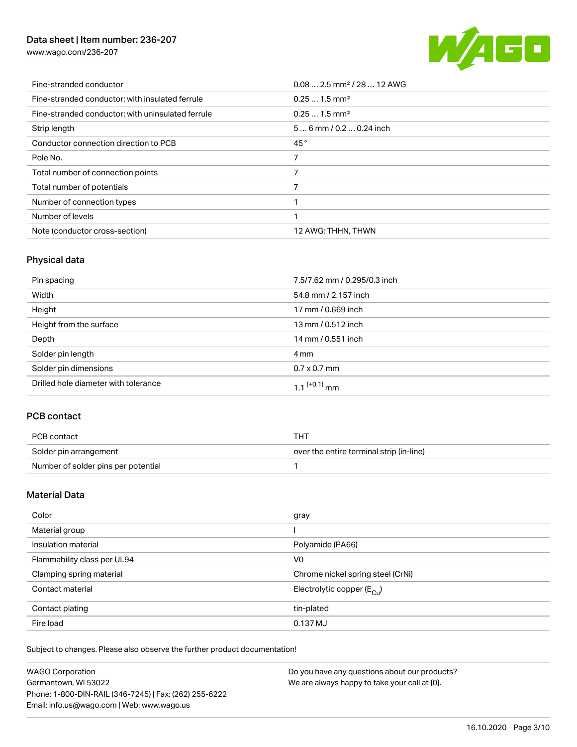| Fine-stranded conductor | 0.08 … 2.5 mm² / 28 … 12 AWG |
| --- | --- |
| Fine-stranded conductor; with insulated ferrule | 0.25 … 1.5 mm² |
| Fine-stranded conductor; with uninsulated ferrule | 0.25 … 1.5 mm² |
| Strip length | 5 … 6 mm / 0.2 … 0.24 inch |
| Conductor connection direction to PCB | 45 ° |
| Pole No. | 7 |
| Total number of connection points | 7 |
| Total number of potentials | 7 |
| Number of connection types | 1 |
| Number of levels | 1 |
| Note (conductor cross-section) | 12 AWG: THHN, THWN |

## Physical data

| Pin spacing | 7.5/7.62 mm / 0.295/0.3 inch |
| --- | --- |
| Width | 54.8 mm / 2.157 inch |
| Height | 17 mm / 0.669 inch |
| Height from the surface | 13 mm / 0.512 inch |
| Depth | 14 mm / 0.551 inch |
| Solder pin length | 4 mm |
| Solder pin dimensions | 0.7 x 0.7 mm |
| Drilled hole diameter with tolerance | $1.1^{(+0.1)}$ mm |

## PCB contact

| PCB contact | THT |
| --- | --- |
| Solder pin arrangement | over the entire terminal strip (in-line) |
| Number of solder pins per potential | 1 |

## Material Data

| Color | gray |
| --- | --- |
| Material group | I |
| Insulation material | Polyamide (PA66) |
| Flammability class per UL94 | V0 |
| Clamping spring material | Chrome nickel spring steel (CrNi) |
| Contact material | Electrolytic copper ($E_{Cu}$) |
| Contact plating | tin-plated |
| Fire load | 0.137 MJ |

Subject to changes. Please also observe the further product documentation!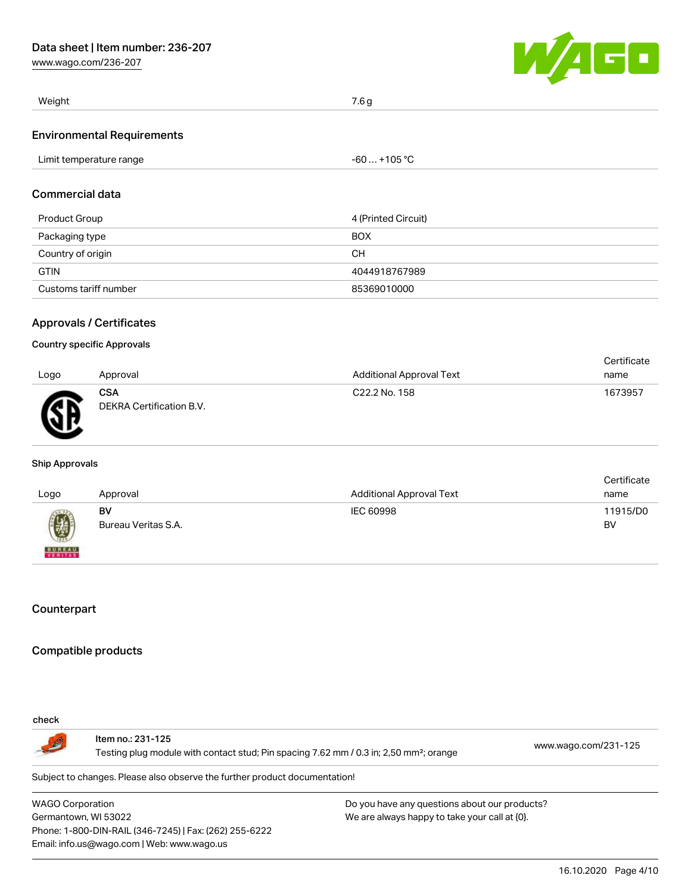| | |
|---|---|
| Weight | 7.6 g |

## Environmental Requirements

| | |
|---|---|
| Limit temperature range | -60 … +105 °C |

## Commercial data

| | |
|---|---|
| Product Group | 4 (Printed Circuit) |
| Packaging type | BOX |
| Country of origin | CH |
| GTIN | 4044918767989 |
| Customs tariff number | 85369010000 |

## Approvals / Certificates

### Country specific Approvals

| Logo | Approval | Additional Approval Text | Certificate name |
|---|---|---|---|
| | **CSA** DEKRA Certification B.V. | C22.2 No. 158 | 1673957 |

### Ship Approvals

| Logo | Approval | Additional Approval Text | Certificate name |
|---|---|---|---|
| | **BV** Bureau Veritas S.A. | IEC 60998 | 11915/D0 BV |

## Counterpart

## Compatible products

check

| | | |
|---|---|---|
| | Item no.: 231-125 Testing plug module with contact stud; Pin spacing 7.62 mm / 0.3 in; 2,50 mm²; orange | www.wago.com/231-125 |

Subject to changes. Please also observe the further product documentation!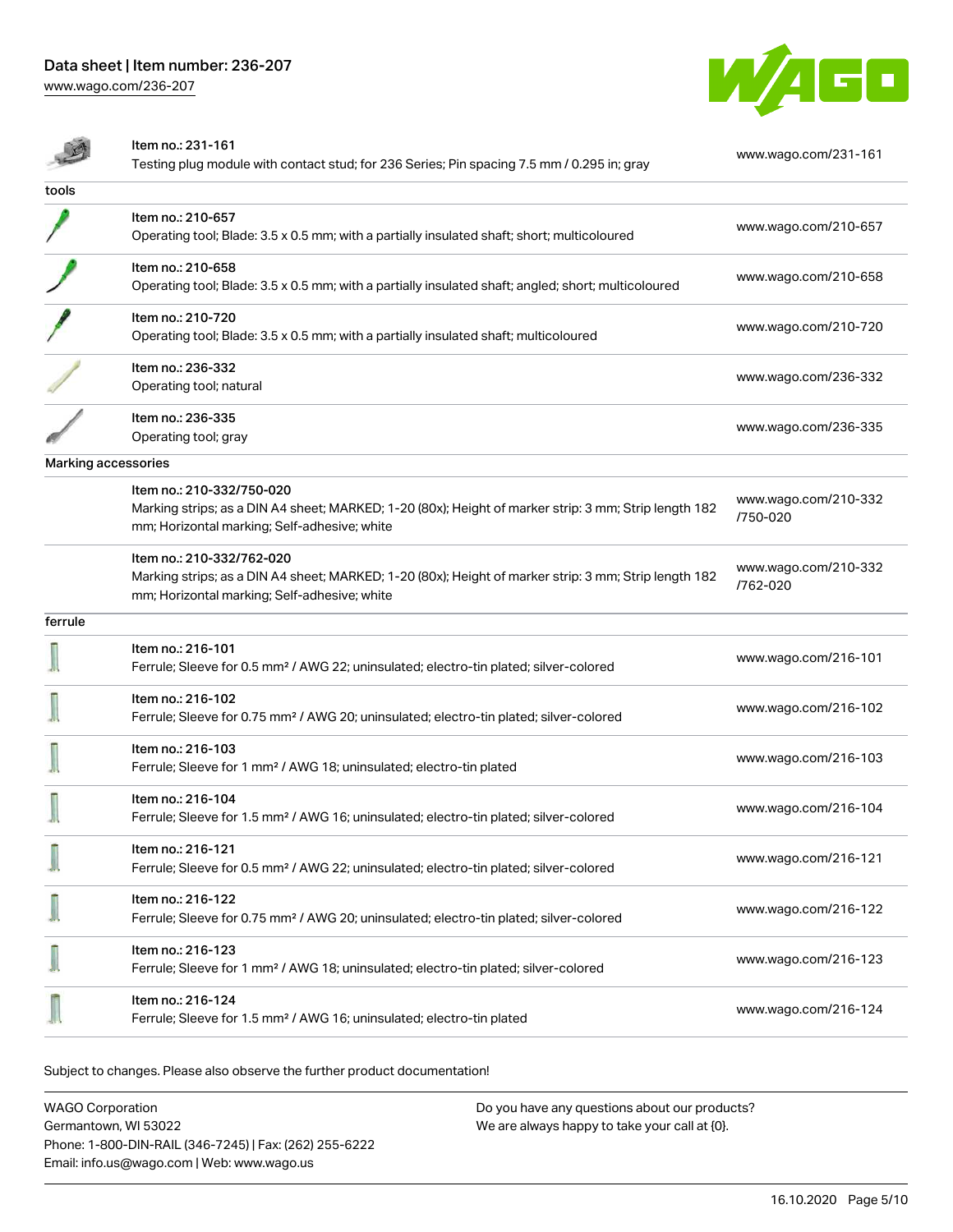| | | |
|---|---|---|
| | Item no.: 231-161<br>Testing plug module with contact stud; for 236 Series; Pin spacing 7.5 mm / 0.295 in; gray | www.wago.com/231-161 |
| **tools** | | |
| | Item no.: 210-657<br>Operating tool; Blade: 3.5 x 0.5 mm; with a partially insulated shaft; short; multicoloured | www.wago.com/210-657 |
| | Item no.: 210-658<br>Operating tool; Blade: 3.5 x 0.5 mm; with a partially insulated shaft; angled; short; multicoloured | www.wago.com/210-658 |
| | Item no.: 210-720<br>Operating tool; Blade: 3.5 x 0.5 mm; with a partially insulated shaft; multicoloured | www.wago.com/210-720 |
| | Item no.: 236-332<br>Operating tool; natural | www.wago.com/236-332 |
| | Item no.: 236-335<br>Operating tool; gray | www.wago.com/236-335 |
| **Marking accessories** | | |
| | Item no.: 210-332/750-020<br>Marking strips; as a DIN A4 sheet; MARKED; 1-20 (80x); Height of marker strip: 3 mm; Strip length 182 mm; Horizontal marking; Self-adhesive; white | www.wago.com/210-332/750-020 |
| | Item no.: 210-332/762-020<br>Marking strips; as a DIN A4 sheet; MARKED; 1-20 (80x); Height of marker strip: 3 mm; Strip length 182 mm; Horizontal marking; Self-adhesive; white | www.wago.com/210-332/762-020 |
| **ferrule** | | |
| | Item no.: 216-101<br>Ferrule; Sleeve for 0.5 mm² / AWG 22; uninsulated; electro-tin plated; silver-colored | www.wago.com/216-101 |
| | Item no.: 216-102<br>Ferrule; Sleeve for 0.75 mm² / AWG 20; uninsulated; electro-tin plated; silver-colored | www.wago.com/216-102 |
| | Item no.: 216-103<br>Ferrule; Sleeve for 1 mm² / AWG 18; uninsulated; electro-tin plated | www.wago.com/216-103 |
| | Item no.: 216-104<br>Ferrule; Sleeve for 1.5 mm² / AWG 16; uninsulated; electro-tin plated; silver-colored | www.wago.com/216-104 |
| | Item no.: 216-121<br>Ferrule; Sleeve for 0.5 mm² / AWG 22; uninsulated; electro-tin plated; silver-colored | www.wago.com/216-121 |
| | Item no.: 216-122<br>Ferrule; Sleeve for 0.75 mm² / AWG 20; uninsulated; electro-tin plated; silver-colored | www.wago.com/216-122 |
| | Item no.: 216-123<br>Ferrule; Sleeve for 1 mm² / AWG 18; uninsulated; electro-tin plated; silver-colored | www.wago.com/216-123 |
| | Item no.: 216-124<br>Ferrule; Sleeve for 1.5 mm² / AWG 16; uninsulated; electro-tin plated | www.wago.com/216-124 |

Subject to changes. Please also observe the further product documentation!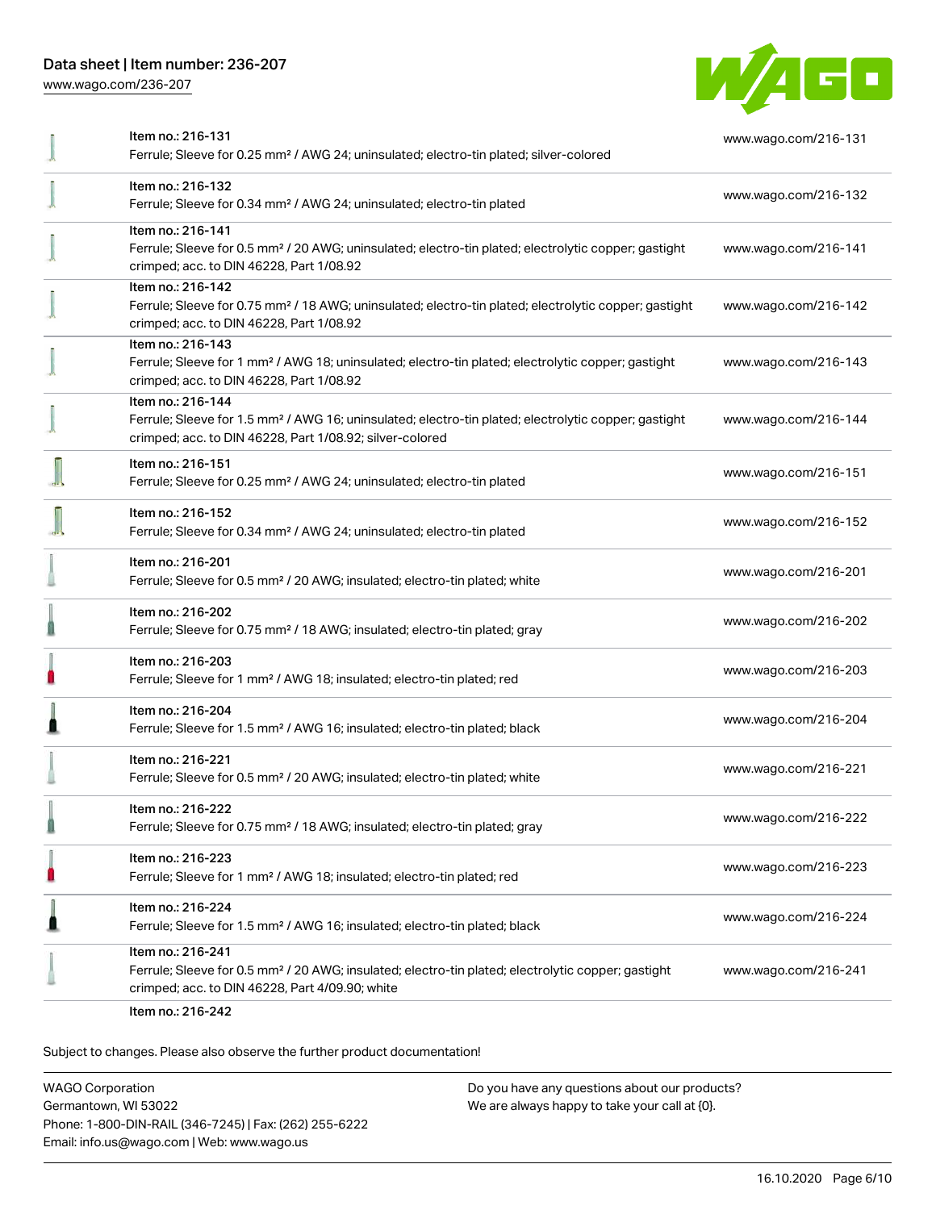| Item | Description | Link |
|---|---|---|
| Item no.: 216-131 | Ferrule; Sleeve for 0.25 mm² / AWG 24; uninsulated; electro-tin plated; silver-colored | www.wago.com/216-131 |
| Item no.: 216-132 | Ferrule; Sleeve for 0.34 mm² / AWG 24; uninsulated; electro-tin plated | www.wago.com/216-132 |
| Item no.: 216-141 | Ferrule; Sleeve for 0.5 mm² / 20 AWG; uninsulated; electro-tin plated; electrolytic copper; gastight crimped; acc. to DIN 46228, Part 1/08.92 | www.wago.com/216-141 |
| Item no.: 216-142 | Ferrule; Sleeve for 0.75 mm² / 18 AWG; uninsulated; electro-tin plated; electrolytic copper; gastight crimped; acc. to DIN 46228, Part 1/08.92 | www.wago.com/216-142 |
| Item no.: 216-143 | Ferrule; Sleeve for 1 mm² / AWG 18; uninsulated; electro-tin plated; electrolytic copper; gastight crimped; acc. to DIN 46228, Part 1/08.92 | www.wago.com/216-143 |
| Item no.: 216-144 | Ferrule; Sleeve for 1.5 mm² / AWG 16; uninsulated; electro-tin plated; electrolytic copper; gastight crimped; acc. to DIN 46228, Part 1/08.92; silver-colored | www.wago.com/216-144 |
| Item no.: 216-151 | Ferrule; Sleeve for 0.25 mm² / AWG 24; uninsulated; electro-tin plated | www.wago.com/216-151 |
| Item no.: 216-152 | Ferrule; Sleeve for 0.34 mm² / AWG 24; uninsulated; electro-tin plated | www.wago.com/216-152 |
| Item no.: 216-201 | Ferrule; Sleeve for 0.5 mm² / 20 AWG; insulated; electro-tin plated; white | www.wago.com/216-201 |
| Item no.: 216-202 | Ferrule; Sleeve for 0.75 mm² / 18 AWG; insulated; electro-tin plated; gray | www.wago.com/216-202 |
| Item no.: 216-203 | Ferrule; Sleeve for 1 mm² / AWG 18; insulated; electro-tin plated; red | www.wago.com/216-203 |
| Item no.: 216-204 | Ferrule; Sleeve for 1.5 mm² / AWG 16; insulated; electro-tin plated; black | www.wago.com/216-204 |
| Item no.: 216-221 | Ferrule; Sleeve for 0.5 mm² / 20 AWG; insulated; electro-tin plated; white | www.wago.com/216-221 |
| Item no.: 216-222 | Ferrule; Sleeve for 0.75 mm² / 18 AWG; insulated; electro-tin plated; gray | www.wago.com/216-222 |
| Item no.: 216-223 | Ferrule; Sleeve for 1 mm² / AWG 18; insulated; electro-tin plated; red | www.wago.com/216-223 |
| Item no.: 216-224 | Ferrule; Sleeve for 1.5 mm² / AWG 16; insulated; electro-tin plated; black | www.wago.com/216-224 |
| Item no.: 216-241 | Ferrule; Sleeve for 0.5 mm² / 20 AWG; insulated; electro-tin plated; electrolytic copper; gastight crimped; acc. to DIN 46228, Part 4/09.90; white | www.wago.com/216-241 |
| Item no.: 216-242 | | |

Subject to changes. Please also observe the further product documentation!

WAGO Corporation
Germantown, WI 53022
Phone: 1-800-DIN-RAIL (346-7245) | Fax: (262) 255-6222
Email: info.us@wago.com | Web: www.wago.us

Do you have any questions about our products?
We are always happy to take your call at {0}.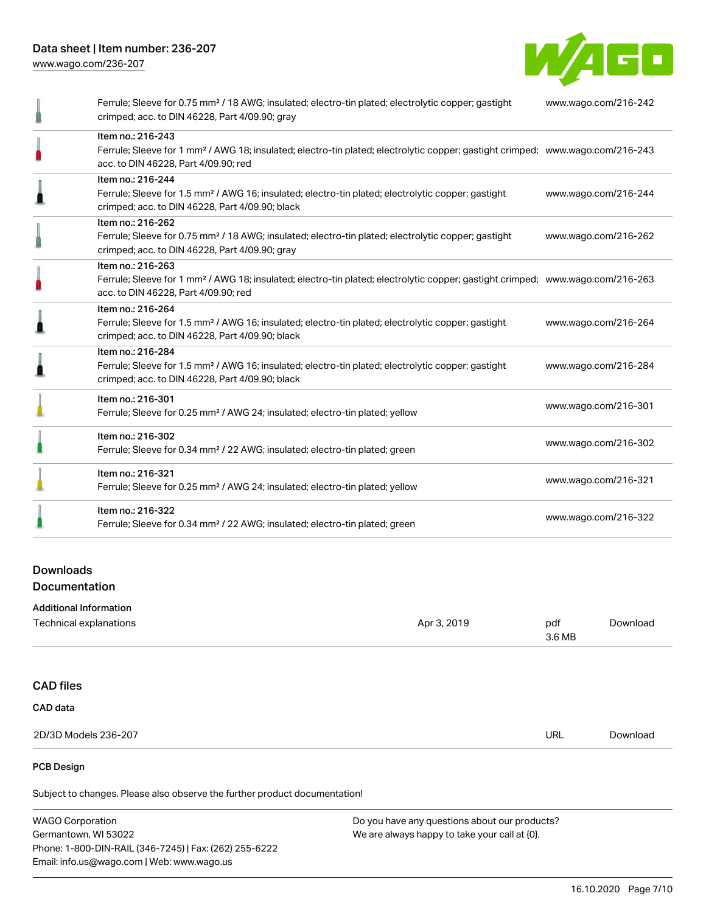| | | |
|---|---|---|
| | Ferrule; Sleeve for 0.75 mm² / 18 AWG; insulated; electro-tin plated; electrolytic copper; gastight crimped; acc. to DIN 46228, Part 4/09.90; gray | www.wago.com/216-242 |
| | Item no.: 216-243<br>Ferrule; Sleeve for 1 mm² / AWG 18; insulated; electro-tin plated; electrolytic copper; gastight crimped; acc. to DIN 46228, Part 4/09.90; red | www.wago.com/216-243 |
| | Item no.: 216-244<br>Ferrule; Sleeve for 1.5 mm² / AWG 16; insulated; electro-tin plated; electrolytic copper; gastight crimped; acc. to DIN 46228, Part 4/09.90; black | www.wago.com/216-244 |
| | Item no.: 216-262<br>Ferrule; Sleeve for 0.75 mm² / 18 AWG; insulated; electro-tin plated; electrolytic copper; gastight crimped; acc. to DIN 46228, Part 4/09.90; gray | www.wago.com/216-262 |
| | Item no.: 216-263<br>Ferrule; Sleeve for 1 mm² / AWG 18; insulated; electro-tin plated; electrolytic copper; gastight crimped; acc. to DIN 46228, Part 4/09.90; red | www.wago.com/216-263 |
| | Item no.: 216-264<br>Ferrule; Sleeve for 1.5 mm² / AWG 16; insulated; electro-tin plated; electrolytic copper; gastight crimped; acc. to DIN 46228, Part 4/09.90; black | www.wago.com/216-264 |
| | Item no.: 216-284<br>Ferrule; Sleeve for 1.5 mm² / AWG 16; insulated; electro-tin plated; electrolytic copper; gastight crimped; acc. to DIN 46228, Part 4/09.90; black | www.wago.com/216-284 |
| | Item no.: 216-301<br>Ferrule; Sleeve for 0.25 mm² / AWG 24; insulated; electro-tin plated; yellow | www.wago.com/216-301 |
| | Item no.: 216-302<br>Ferrule; Sleeve for 0.34 mm² / 22 AWG; insulated; electro-tin plated; green | www.wago.com/216-302 |
| | Item no.: 216-321<br>Ferrule; Sleeve for 0.25 mm² / AWG 24; insulated; electro-tin plated; yellow | www.wago.com/216-321 |
| | Item no.: 216-322<br>Ferrule; Sleeve for 0.34 mm² / 22 AWG; insulated; electro-tin plated; green | www.wago.com/216-322 |

## Downloads

## Documentation

### Additional Information

| | | | |
|---|---|---|---|
| Technical explanations | Apr 3, 2019 | pdf<br>3.6 MB | Download |

## CAD files

### CAD data

| | | |
|---|---|---|
| 2D/3D Models 236-207 | URL | Download |

### PCB Design

Subject to changes. Please also observe the further product documentation!

WAGO Corporation
Germantown, WI 53022
Phone: 1-800-DIN-RAIL (346-7245) | Fax: (262) 255-6222
Email: info.us@wago.com | Web: www.wago.us

Do you have any questions about our products?
We are always happy to take your call at {0}.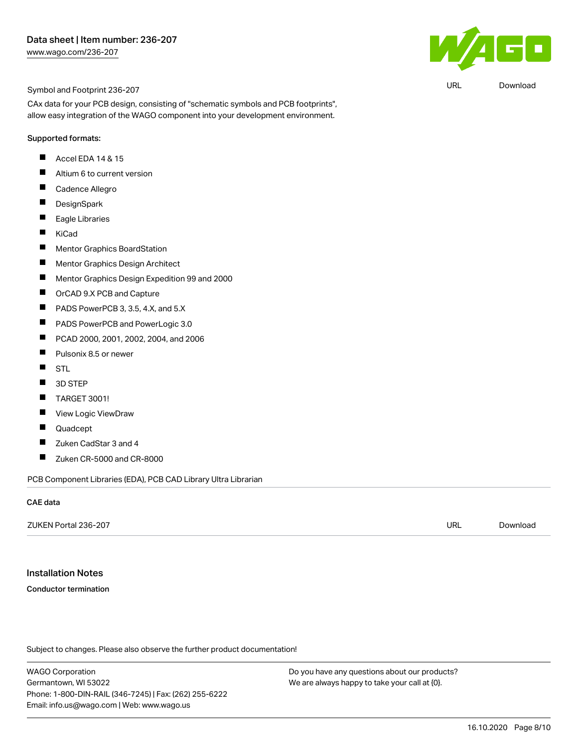Symbol and Footprint 236-207

URL Download

CAx data for your PCB design, consisting of "schematic symbols and PCB footprints", allow easy integration of the WAGO component into your development environment.

Supported formats:

- Accel EDA 14 & 15
- Altium 6 to current version
- Cadence Allegro
- DesignSpark
- Eagle Libraries
- KiCad
- Mentor Graphics BoardStation
- Mentor Graphics Design Architect
- Mentor Graphics Design Expedition 99 and 2000
- OrCAD 9.X PCB and Capture
- PADS PowerPCB 3, 3.5, 4.X, and 5.X
- PADS PowerPCB and PowerLogic 3.0
- PCAD 2000, 2001, 2002, 2004, and 2006
- Pulsonix 8.5 or newer
- STL
- 3D STEP
- TARGET 3001!
- View Logic ViewDraw
- Quadcept
- Zuken CadStar 3 and 4
- Zuken CR-5000 and CR-8000

PCB Component Libraries (EDA), PCB CAD Library Ultra Librarian

## CAE data

ZUKEN Portal 236-207 URL Download

## Installation Notes

**Conductor termination**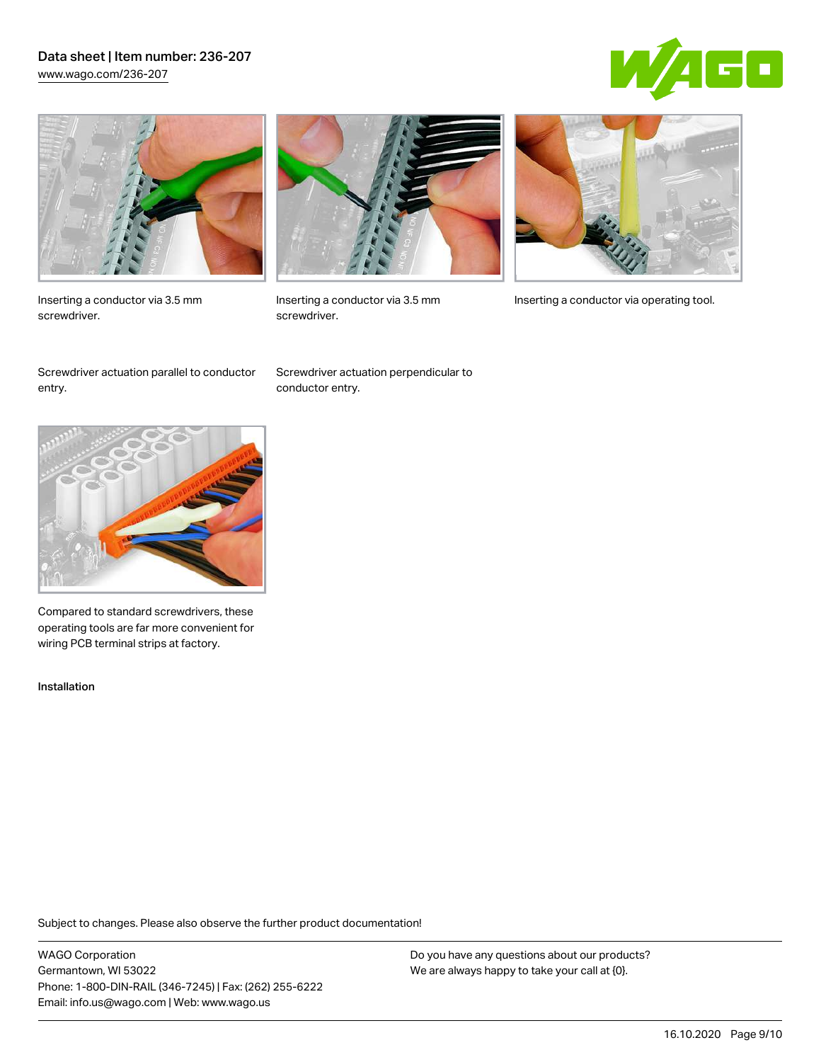Inserting a conductor via 3.5 mm screwdriver.

Inserting a conductor via 3.5 mm screwdriver.

Inserting a conductor via operating tool.

Screwdriver actuation parallel to conductor entry.

Screwdriver actuation perpendicular to conductor entry.

Compared to standard screwdrivers, these operating tools are far more convenient for wiring PCB terminal strips at factory.

Installation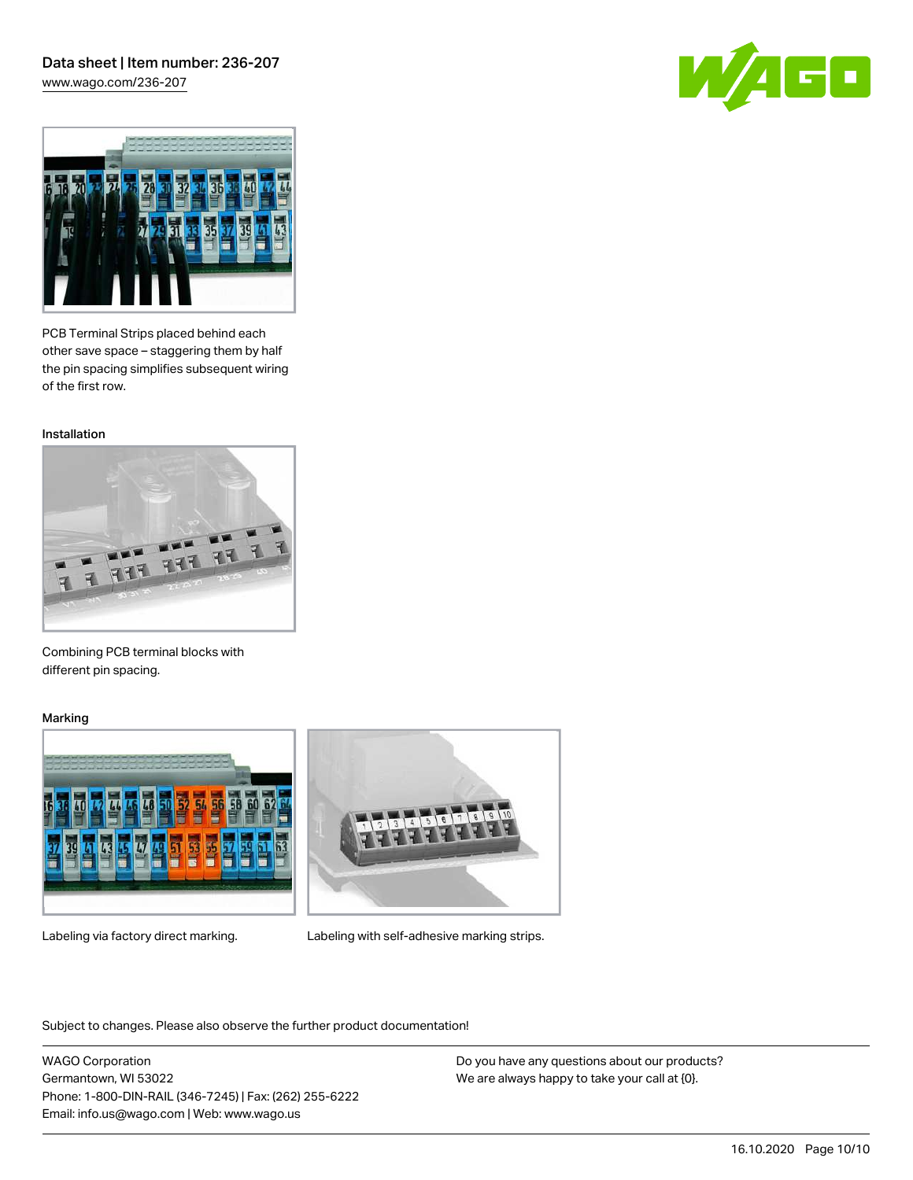PCB Terminal Strips placed behind each other save space – staggering them by half the pin spacing simplifies subsequent wiring of the first row.

### Installation

Combining PCB terminal blocks with different pin spacing.

### Marking

Labeling via factory direct marking.

Labeling with self-adhesive marking strips.

Subject to changes. Please also observe the further product documentation!

WAGO Corporation
Germantown, WI 53022
Phone: 1-800-DIN-RAIL (346-7245) | Fax: (262) 255-6222
Email: info.us@wago.com | Web: www.wago.us

Do you have any questions about our products?
We are always happy to take your call at {0}.